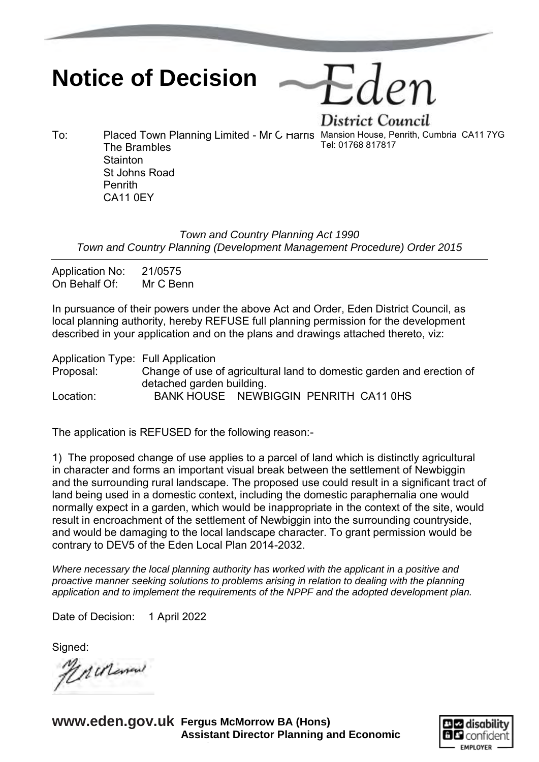# Notice of Decision

**Eden District Council**
Mansion House, Penrith, Cumbria CA11 7YG
Tel: 01768 817817

To: Placed Town Planning Limited - Mr C Harris
The Brambles
Stainton
St Johns Road
Penrith
CA11 0EY

*Town and Country Planning Act 1990*
*Town and Country Planning (Development Management Procedure) Order 2015*

---

Application No: 21/0575
On Behalf Of: Mr C Benn

In pursuance of their powers under the above Act and Order, Eden District Council, as local planning authority, hereby REFUSE full planning permission for the development described in your application and on the plans and drawings attached thereto, viz:

Application Type: Full Application
Proposal: Change of use of agricultural land to domestic garden and erection of detached garden building.
Location: BANK HOUSE NEWBIGGIN PENRITH CA11 0HS

The application is REFUSED for the following reason:-

1) The proposed change of use applies to a parcel of land which is distinctly agricultural in character and forms an important visual break between the settlement of Newbiggin and the surrounding rural landscape. The proposed use could result in a significant tract of land being used in a domestic context, including the domestic paraphernalia one would normally expect in a garden, which would be inappropriate in the context of the site, would result in encroachment of the settlement of Newbiggin into the surrounding countryside, and would be damaging to the local landscape character. To grant permission would be contrary to DEV5 of the Eden Local Plan 2014-2032.

*Where necessary the local planning authority has worked with the applicant in a positive and proactive manner seeking solutions to problems arising in relation to dealing with the planning application and to implement the requirements of the NPPF and the adopted development plan.*

Date of Decision: 1 April 2022

Signed:

**www.eden.gov.uk** **Fergus McMorrow BA (Hons)**
**Assistant Director Planning and Economic**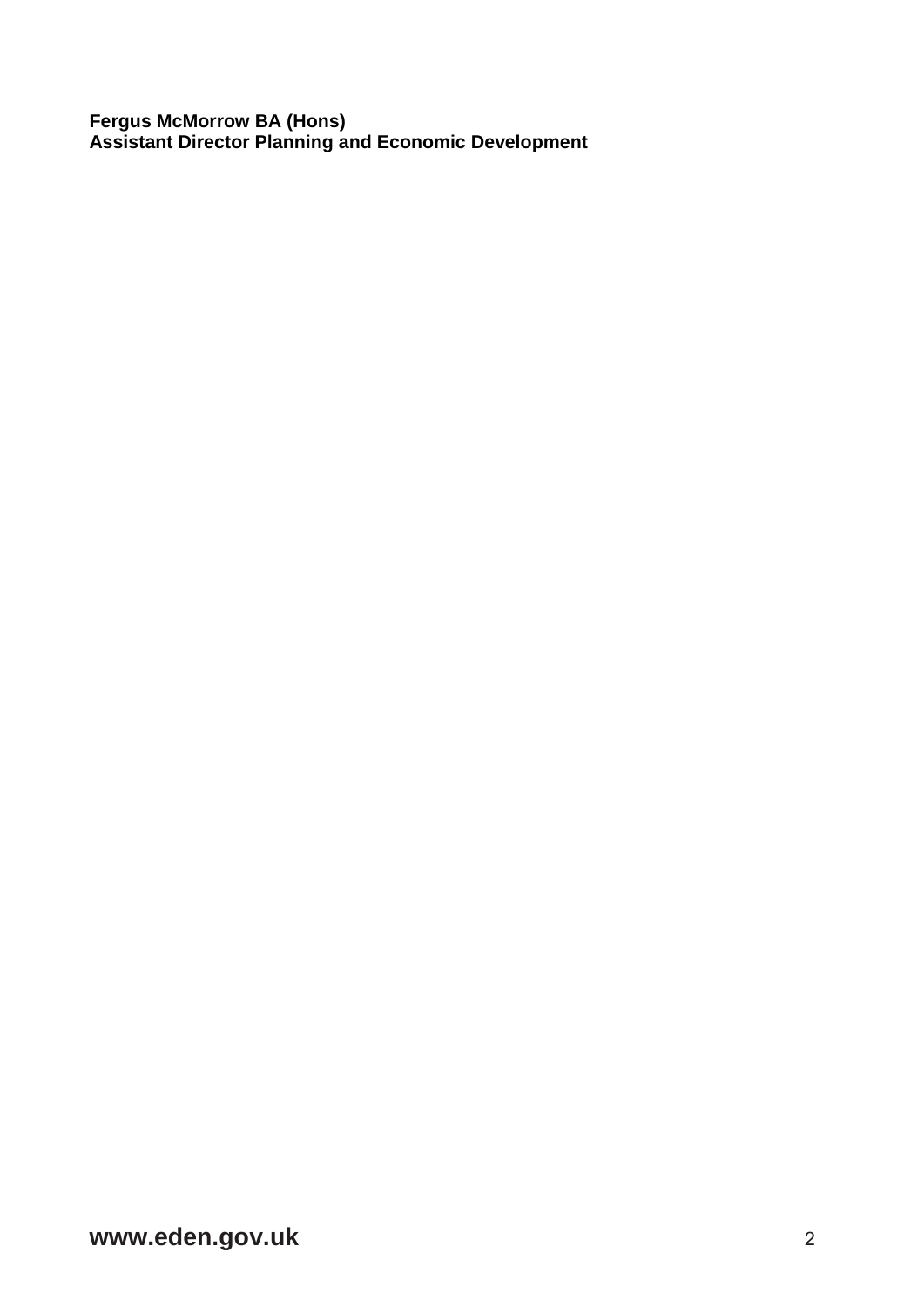**Fergus McMorrow BA (Hons)**
**Assistant Director Planning and Economic Development**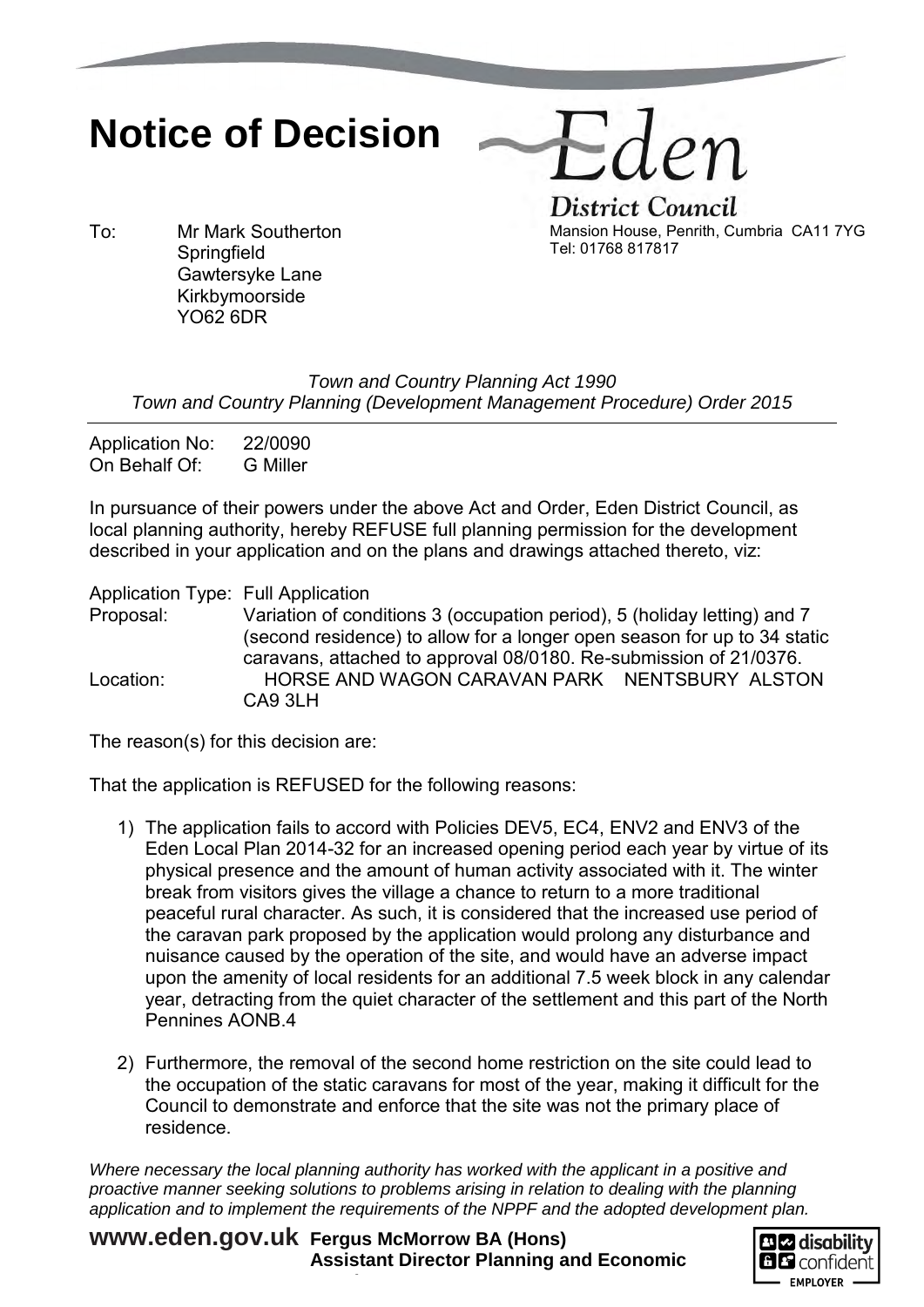# Notice of Decision

**Eden District Council**
Mansion House, Penrith, Cumbria CA11 7YG
Tel: 01768 817817

To: Mr Mark Southerton
Springfield
Gawtersyke Lane
Kirkbymoorside
YO62 6DR

*Town and Country Planning Act 1990*
*Town and Country Planning (Development Management Procedure) Order 2015*

---

Application No: 22/0090
On Behalf Of: G Miller

In pursuance of their powers under the above Act and Order, Eden District Council, as local planning authority, hereby REFUSE full planning permission for the development described in your application and on the plans and drawings attached thereto, viz:

Application Type: Full Application
Proposal: Variation of conditions 3 (occupation period), 5 (holiday letting) and 7 (second residence) to allow for a longer open season for up to 34 static caravans, attached to approval 08/0180. Re-submission of 21/0376.
Location: HORSE AND WAGON CARAVAN PARK NENTSBURY ALSTON CA9 3LH

The reason(s) for this decision are:

That the application is REFUSED for the following reasons:

1) The application fails to accord with Policies DEV5, EC4, ENV2 and ENV3 of the Eden Local Plan 2014-32 for an increased opening period each year by virtue of its physical presence and the amount of human activity associated with it. The winter break from visitors gives the village a chance to return to a more traditional peaceful rural character. As such, it is considered that the increased use period of the caravan park proposed by the application would prolong any disturbance and nuisance caused by the operation of the site, and would have an adverse impact upon the amenity of local residents for an additional 7.5 week block in any calendar year, detracting from the quiet character of the settlement and this part of the North Pennines AONB.4

2) Furthermore, the removal of the second home restriction on the site could lead to the occupation of the static caravans for most of the year, making it difficult for the Council to demonstrate and enforce that the site was not the primary place of residence.

*Where necessary the local planning authority has worked with the applicant in a positive and proactive manner seeking solutions to problems arising in relation to dealing with the planning application and to implement the requirements of the NPPF and the adopted development plan.*

**www.eden.gov.uk** **Fergus McMorrow BA (Hons)**
**Assistant Director Planning and Economic**

disability confident EMPLOYER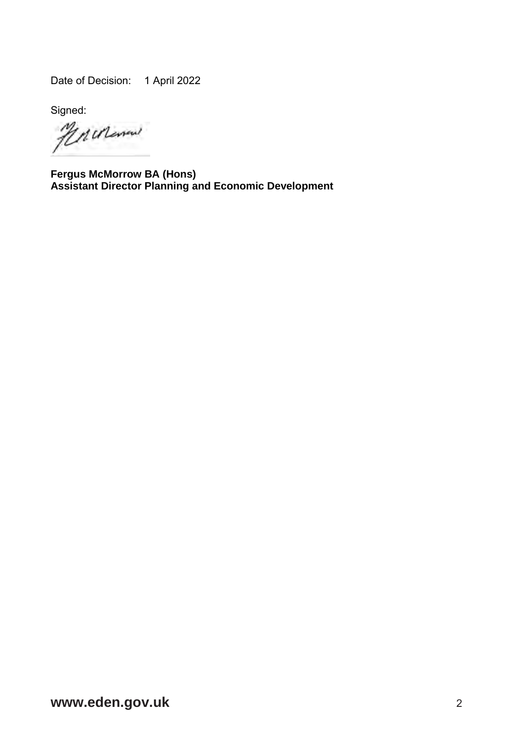Date of Decision: 1 April 2022

Signed:

**Fergus McMorrow BA (Hons)**
**Assistant Director Planning and Economic Development**

**www.eden.gov.uk**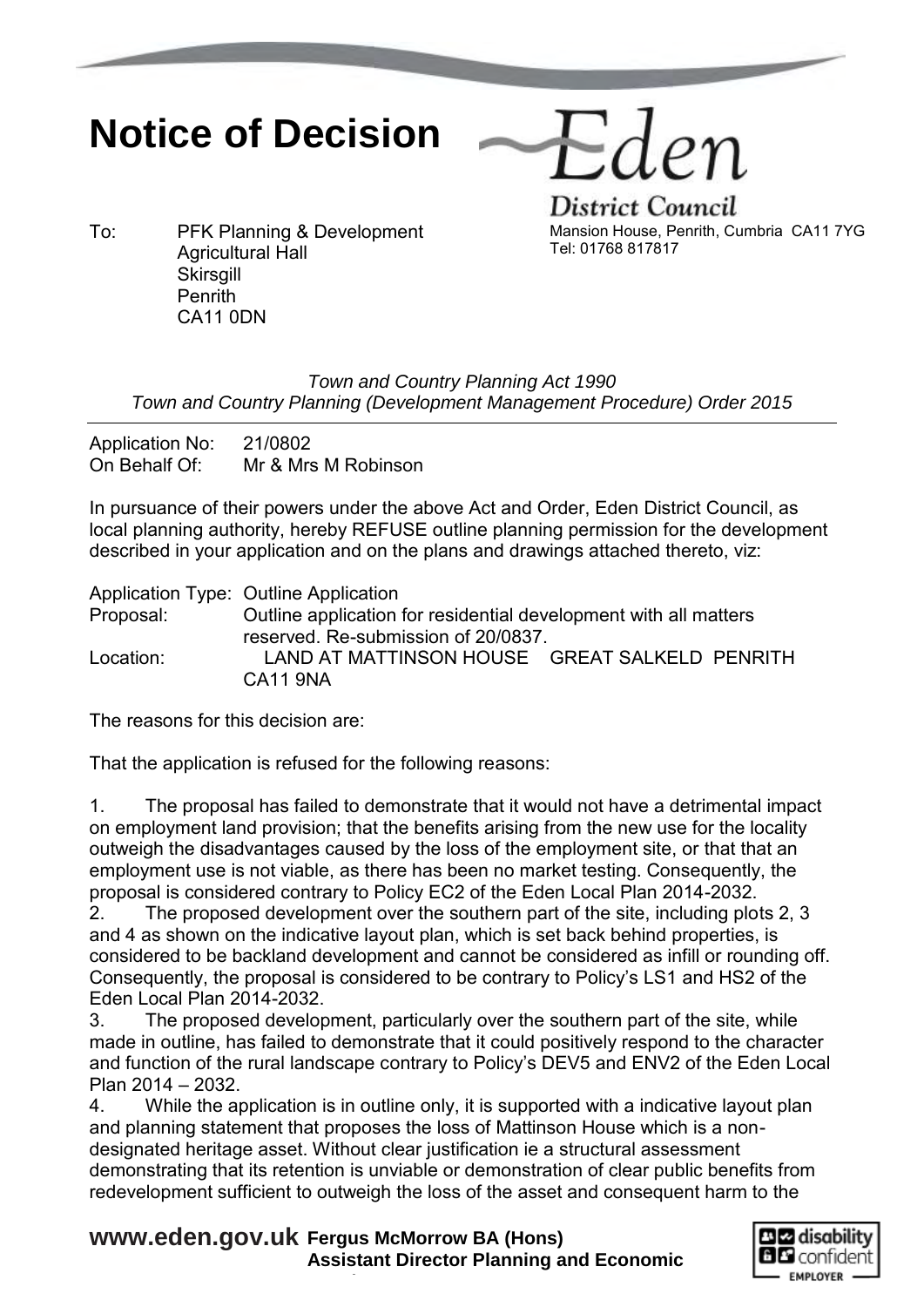# Notice of Decision

**Eden District Council**
Mansion House, Penrith, Cumbria CA11 7YG
Tel: 01768 817817

To: PFK Planning & Development
Agricultural Hall
Skirsgill
Penrith
CA11 0DN

*Town and Country Planning Act 1990*
*Town and Country Planning (Development Management Procedure) Order 2015*

---

Application No: 21/0802
On Behalf Of: Mr & Mrs M Robinson

In pursuance of their powers under the above Act and Order, Eden District Council, as local planning authority, hereby REFUSE outline planning permission for the development described in your application and on the plans and drawings attached thereto, viz:

Application Type: Outline Application
Proposal: Outline application for residential development with all matters reserved. Re-submission of 20/0837.
Location: LAND AT MATTINSON HOUSE GREAT SALKELD PENRITH CA11 9NA

The reasons for this decision are:

That the application is refused for the following reasons:

1. The proposal has failed to demonstrate that it would not have a detrimental impact on employment land provision; that the benefits arising from the new use for the locality outweigh the disadvantages caused by the loss of the employment site, or that that an employment use is not viable, as there has been no market testing. Consequently, the proposal is considered contrary to Policy EC2 of the Eden Local Plan 2014-2032.
2. The proposed development over the southern part of the site, including plots 2, 3 and 4 as shown on the indicative layout plan, which is set back behind properties, is considered to be backland development and cannot be considered as infill or rounding off. Consequently, the proposal is considered to be contrary to Policy's LS1 and HS2 of the Eden Local Plan 2014-2032.
3. The proposed development, particularly over the southern part of the site, while made in outline, has failed to demonstrate that it could positively respond to the character and function of the rural landscape contrary to Policy's DEV5 and ENV2 of the Eden Local Plan 2014 – 2032.
4. While the application is in outline only, it is supported with a indicative layout plan and planning statement that proposes the loss of Mattinson House which is a non-designated heritage asset. Without clear justification ie a structural assessment demonstrating that its retention is unviable or demonstration of clear public benefits from redevelopment sufficient to outweigh the loss of the asset and consequent harm to the

**www.eden.gov.uk** **Fergus McMorrow BA (Hons)**
**Assistant Director Planning and Economic**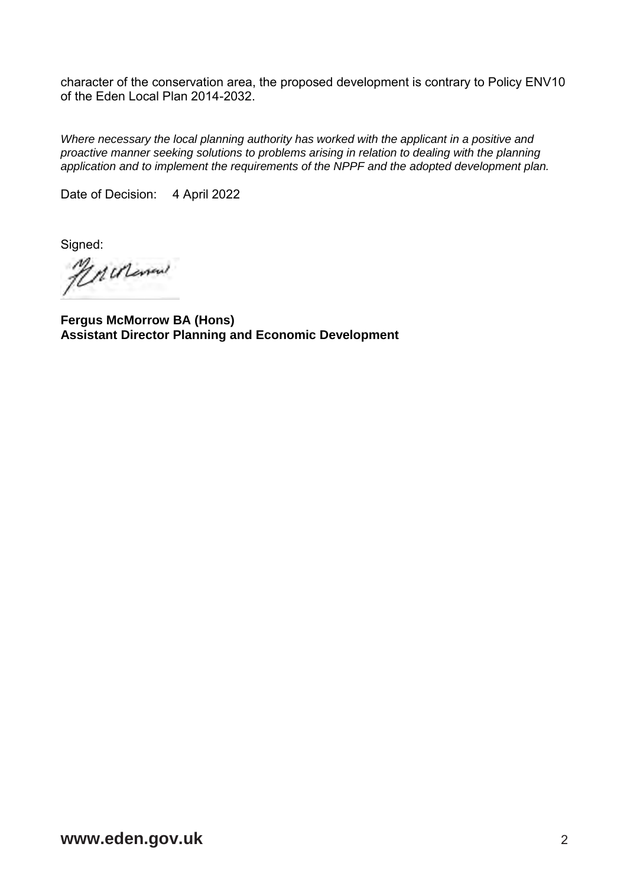character of the conservation area, the proposed development is contrary to Policy ENV10 of the Eden Local Plan 2014-2032.

*Where necessary the local planning authority has worked with the applicant in a positive and proactive manner seeking solutions to problems arising in relation to dealing with the planning application and to implement the requirements of the NPPF and the adopted development plan.*

Date of Decision: 4 April 2022

Signed:

**Fergus McMorrow BA (Hons)**
**Assistant Director Planning and Economic Development**

**www.eden.gov.uk**